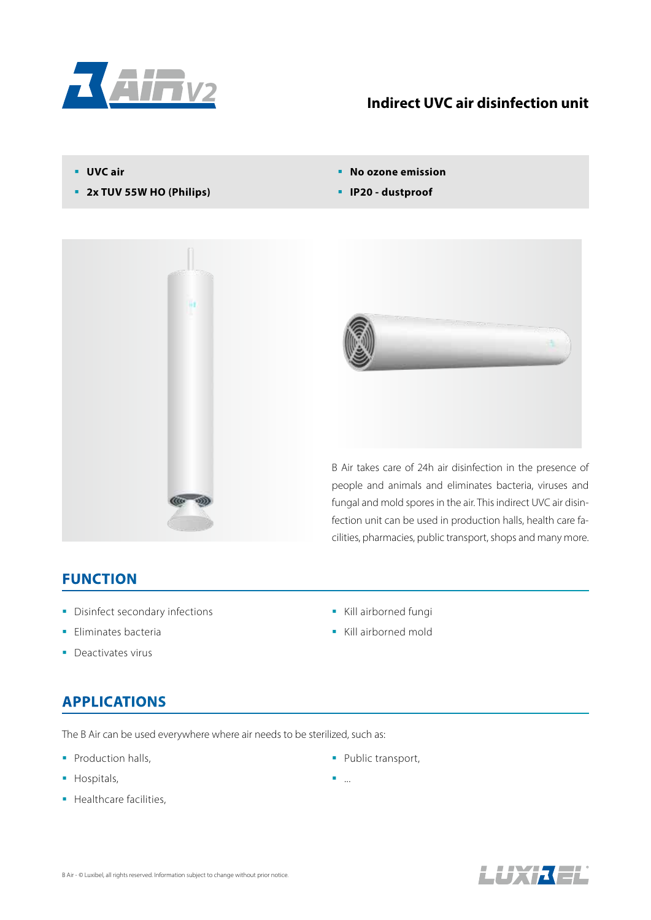# Indirect UVC air disinfection unit

- **UVC air**
- **2x TUV 55W HO (Philips)**
- **No ozone emission**
- **IP20 - dustproof**

B Air takes care of 24h air disinfection in the presence of people and animals and eliminates bacteria, viruses and fungal and mold spores in the air. This indirect UVC air disinfection unit can be used in production halls, health care facilities, pharmacies, public transport, shops and many more.

## FUNCTION

- Disinfect secondary infections
- Eliminates bacteria
- Deactivates virus
- Kill airborned fungi
- Kill airborned mold

## APPLICATIONS

The B Air can be used everywhere where air needs to be sterilized, such as:

- Production halls,
- Hospitals,
- Healthcare facilities,
- Public transport,
- ...

B Air - © Luxibel, all rights reserved. Information subject to change without prior notice.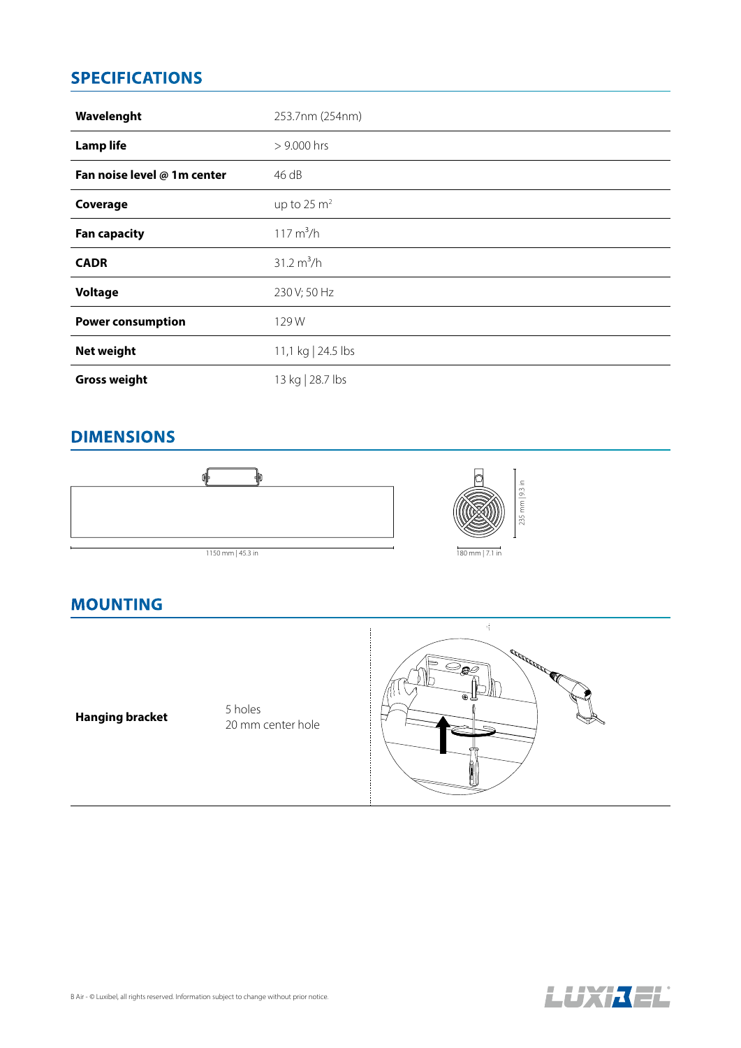## SPECIFICATIONS

| | |
|---|---|
| **Wavelenght** | 253.7nm (254nm) |
| **Lamp life** | > 9.000 hrs |
| **Fan noise level @ 1m center** | 46 dB |
| **Coverage** | up to 25 $m^2$ |
| **Fan capacity** | 117 $m^3/h$ |
| **CADR** | 31.2 $m^3/h$ |
| **Voltage** | 230 V; 50 Hz |
| **Power consumption** | 129 W |
| **Net weight** | 11,1 kg \| 24.5 lbs |
| **Gross weight** | 13 kg \| 28.7 lbs |

## DIMENSIONS

1150 mm | 45.3 in

180 mm | 7.1 in

235 mm | 9.3 in

## MOUNTING

| | |
|---|---|
| **Hanging bracket** | 5 holes<br>20 mm center hole |

B Air - © Luxibel, all rights reserved. Information subject to change without prior notice.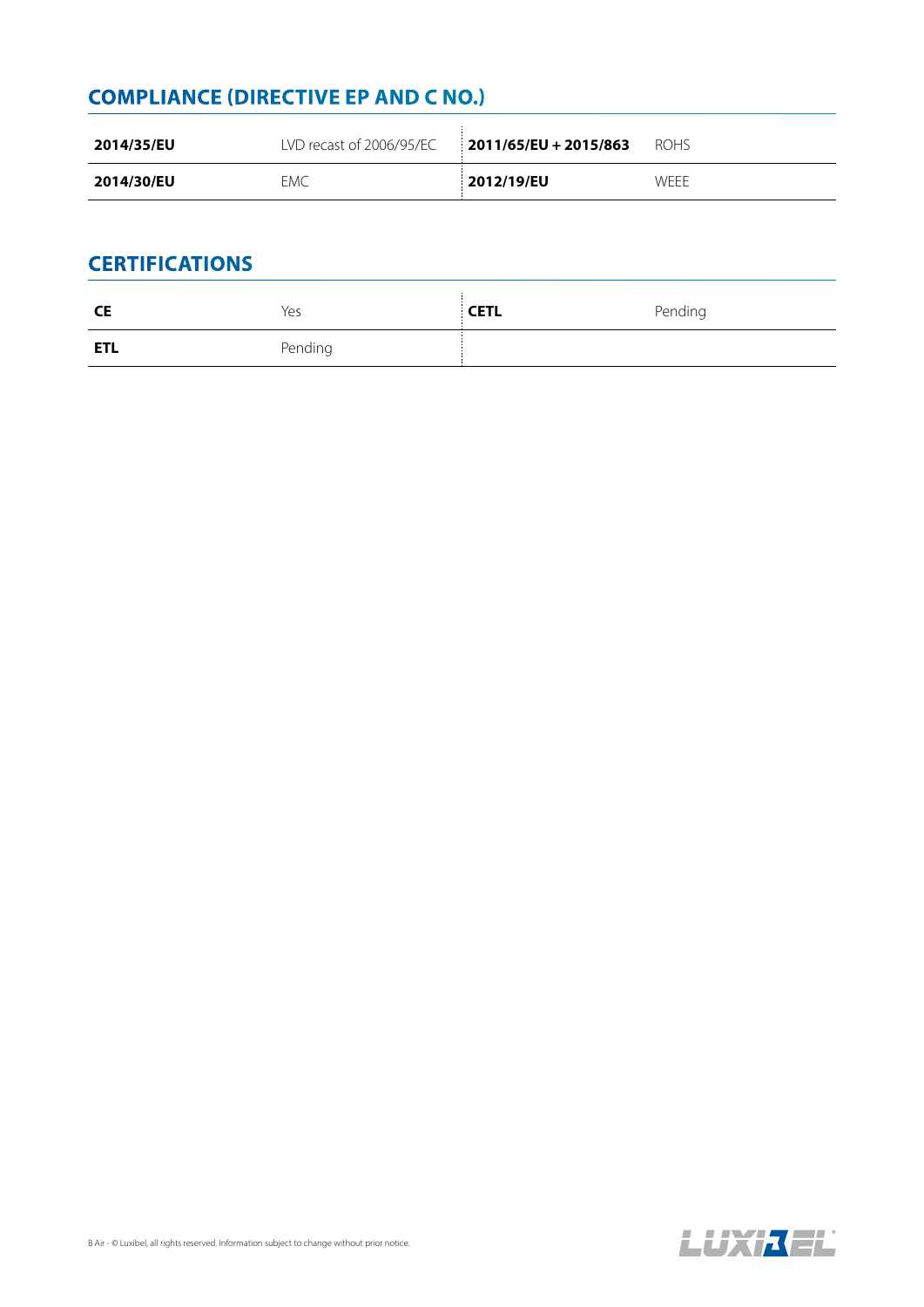## COMPLIANCE (DIRECTIVE EP AND C NO.)

| | | | |
|---|---|---|---|
| **2014/35/EU** | LVD recast of 2006/95/EC | **2011/65/EU + 2015/863** | ROHS |
| **2014/30/EU** | EMC | **2012/19/EU** | WEEE |

## CERTIFICATIONS

| | | | |
|---|---|---|---|
| **CE** | Yes | **CETL** | Pending |
| **ETL** | Pending | | |

B Air - © Luxibel, all rights reserved. Information subject to change without prior notice.